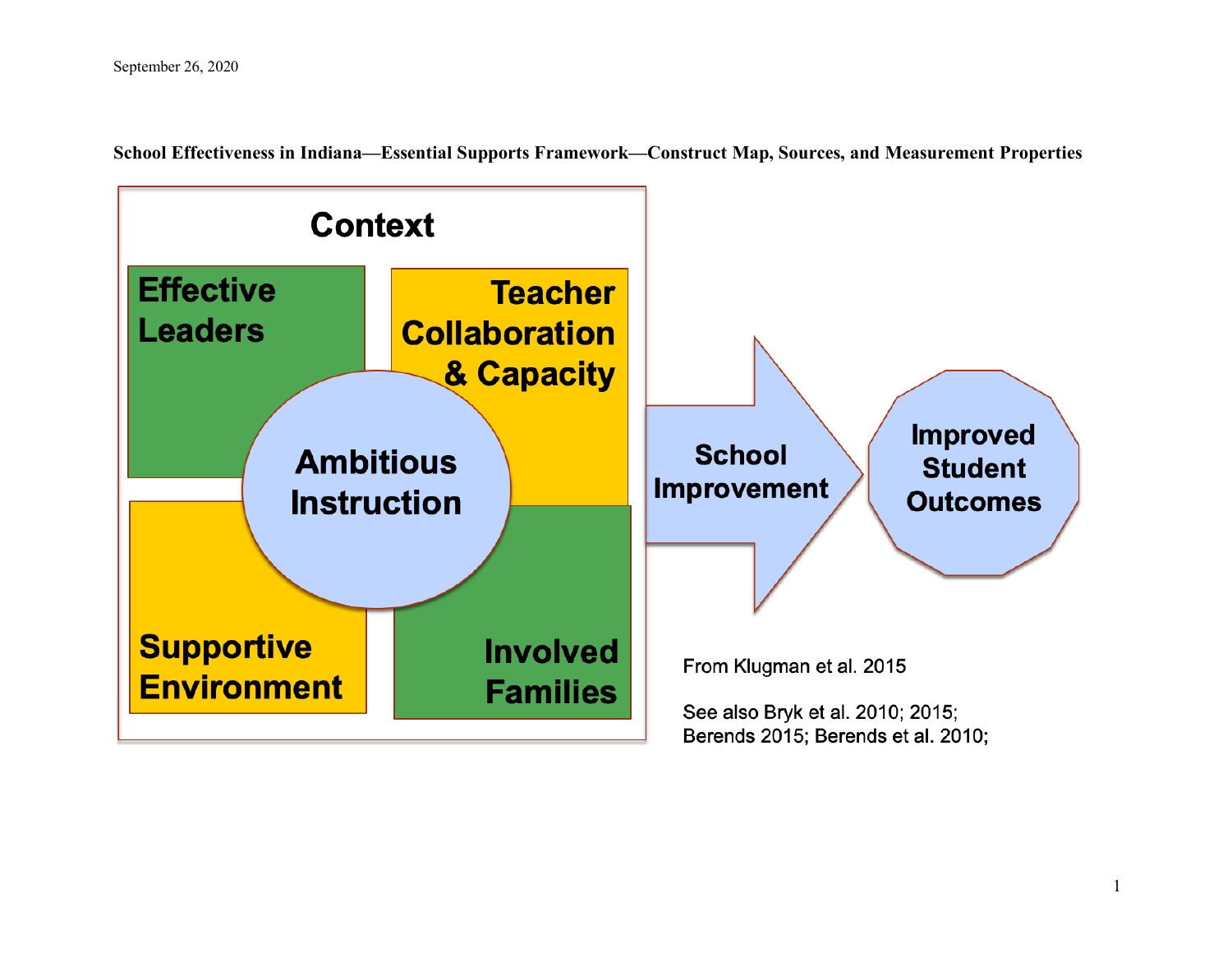September 26, 2020

**School Effectiveness in Indiana—Essential Supports Framework—Construct Map, Sources, and Measurement Properties**

Context

Effective Leaders

Teacher Collaboration & Capacity

Ambitious Instruction

Supportive Environment

Involved Families

School Improvement

Improved Student Outcomes

From Klugman et al. 2015

See also Bryk et al. 2010; 2015; Berends 2015; Berends et al. 2010;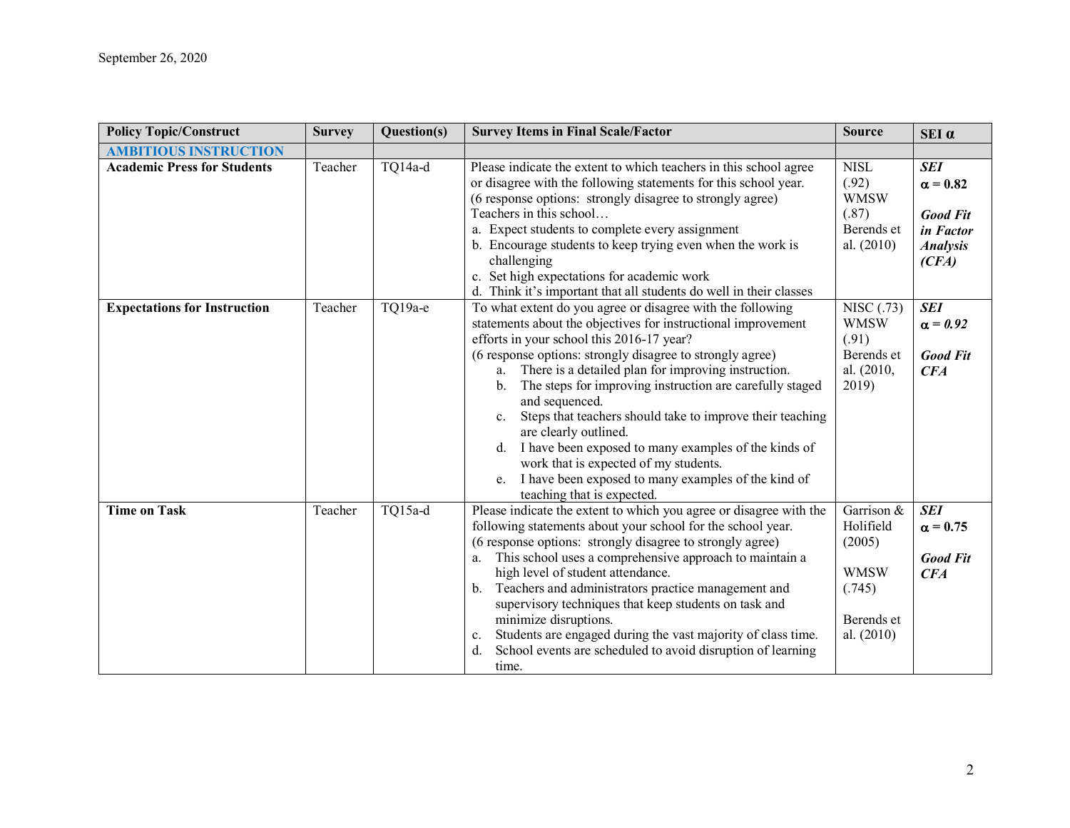| Policy Topic/Construct | Survey | Question(s) | Survey Items in Final Scale/Factor | Source | SEI α |
|---|---|---|---|---|---|
| **AMBITIOUS INSTRUCTION** | | | | | |
| **Academic Press for Students** | Teacher | TQ14a-d | Please indicate the extent to which teachers in this school agree or disagree with the following statements for this school year. (6 response options: strongly disagree to strongly agree) Teachers in this school… a. Expect students to complete every assignment b. Encourage students to keep trying even when the work is challenging c. Set high expectations for academic work d. Think it's important that all students do well in their classes | NISL (.92) WMSW (.87) Berends et al. (2010) | ***SEI*** **α = 0.82** ***Good Fit in Factor Analysis (CFA)*** |
| **Expectations for Instruction** | Teacher | TQ19a-e | To what extent do you agree or disagree with the following statements about the objectives for instructional improvement efforts in your school this 2016-17 year? (6 response options: strongly disagree to strongly agree) a. There is a detailed plan for improving instruction. b. The steps for improving instruction are carefully staged and sequenced. c. Steps that teachers should take to improve their teaching are clearly outlined. d. I have been exposed to many examples of the kinds of work that is expected of my students. e. I have been exposed to many examples of the kind of teaching that is expected. | NISC (.73) WMSW (.91) Berends et al. (2010, 2019) | ***SEI*** **α = *0.92*** ***Good Fit CFA*** |
| **Time on Task** | Teacher | TQ15a-d | Please indicate the extent to which you agree or disagree with the following statements about your school for the school year. (6 response options: strongly disagree to strongly agree) a. This school uses a comprehensive approach to maintain a high level of student attendance. b. Teachers and administrators practice management and supervisory techniques that keep students on task and minimize disruptions. c. Students are engaged during the vast majority of class time. d. School events are scheduled to avoid disruption of learning time. | Garrison & Holifield (2005) WMSW (.745) Berends et al. (2010) | ***SEI*** **α = 0.75** ***Good Fit CFA*** |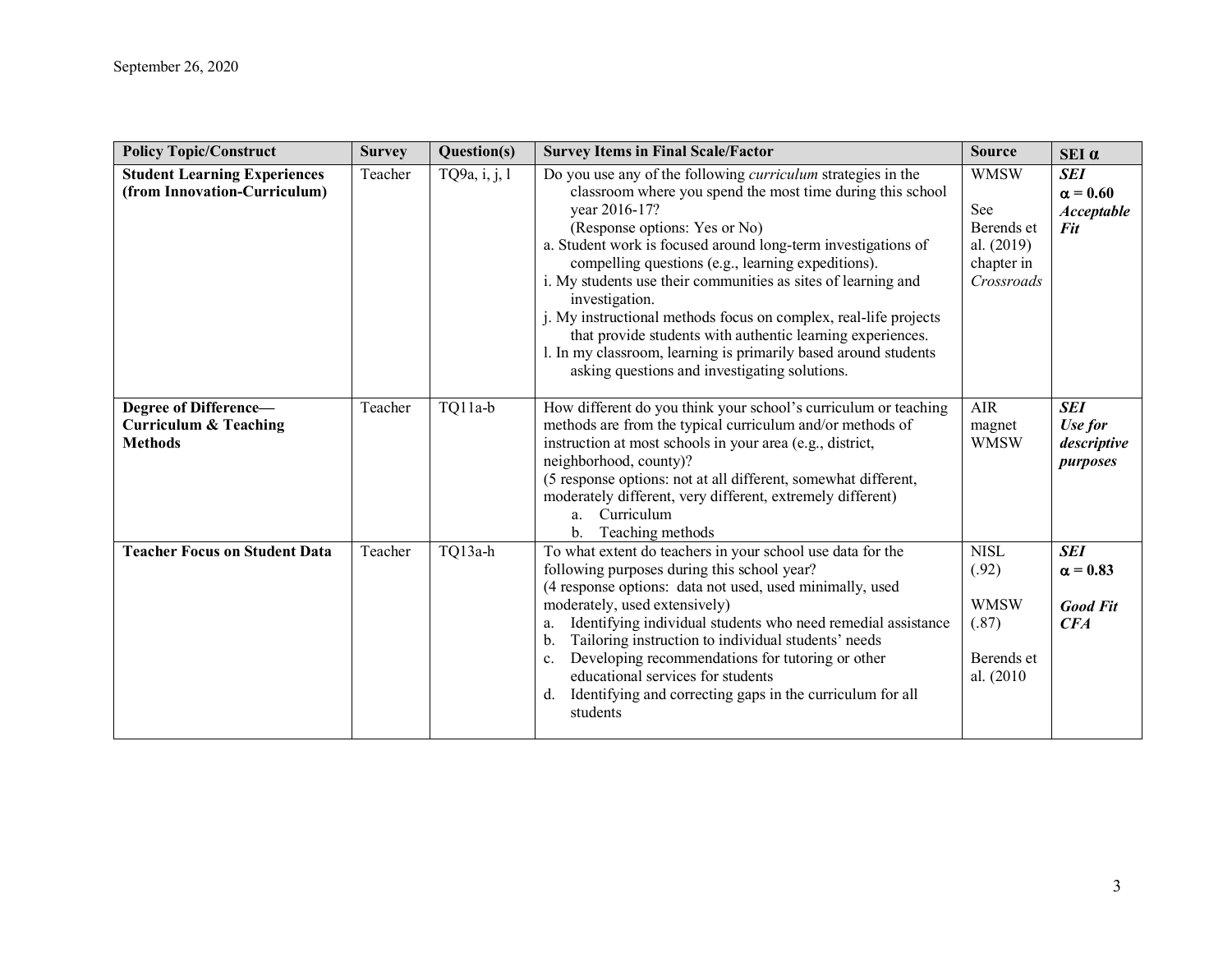| Policy Topic/Construct | Survey | Question(s) | Survey Items in Final Scale/Factor | Source | SEI α |
|---|---|---|---|---|---|
| **Student Learning Experiences (from Innovation-Curriculum)** | Teacher | TQ9a, i, j, l | Do you use any of the following *curriculum* strategies in the classroom where you spend the most time during this school year 2016-17?<br>(Response options: Yes or No)<br>a. Student work is focused around long-term investigations of compelling questions (e.g., learning expeditions).<br>i. My students use their communities as sites of learning and investigation.<br>j. My instructional methods focus on complex, real-life projects that provide students with authentic learning experiences.<br>l. In my classroom, learning is primarily based around students asking questions and investigating solutions. | WMSW<br><br>See Berends et al. (2019) chapter in *Crossroads* | ***SEI***<br>**α = 0.60**<br>***Acceptable Fit*** |
| **Degree of Difference—Curriculum & Teaching Methods** | Teacher | TQ11a-b | How different do you think your school's curriculum or teaching methods are from the typical curriculum and/or methods of instruction at most schools in your area (e.g., district, neighborhood, county)?<br>(5 response options: not at all different, somewhat different, moderately different, very different, extremely different)<br>a. Curriculum<br>b. Teaching methods | AIR magnet WMSW | ***SEI***<br>***Use for descriptive purposes*** |
| **Teacher Focus on Student Data** | Teacher | TQ13a-h | To what extent do teachers in your school use data for the following purposes during this school year?<br>(4 response options: data not used, used minimally, used moderately, used extensively)<br>a. Identifying individual students who need remedial assistance<br>b. Tailoring instruction to individual students' needs<br>c. Developing recommendations for tutoring or other educational services for students<br>d. Identifying and correcting gaps in the curriculum for all students | NISL (.92)<br><br>WMSW (.87)<br><br>Berends et al. (2010 | ***SEI***<br>**α = 0.83**<br><br>***Good Fit CFA*** |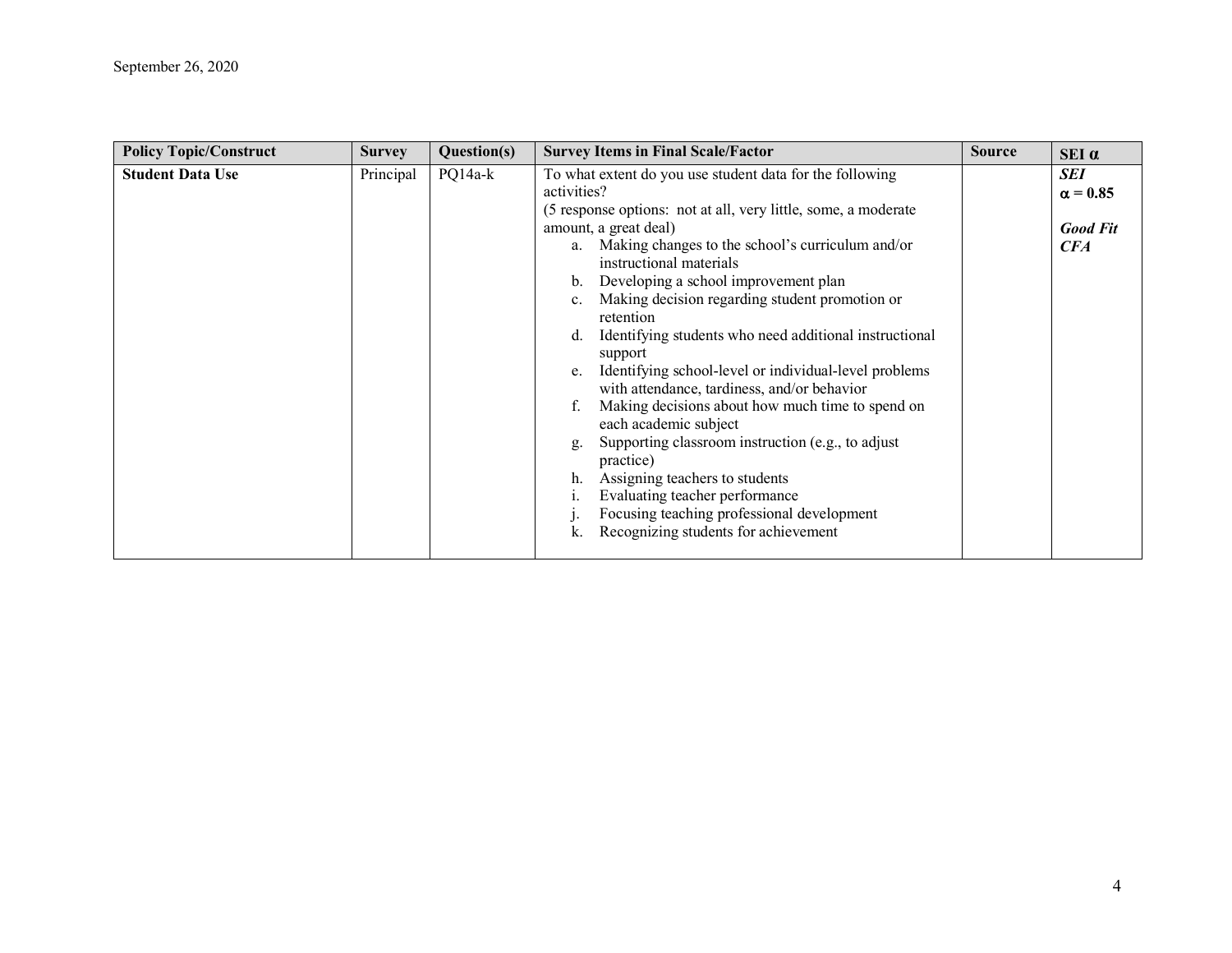| Policy Topic/Construct | Survey | Question(s) | Survey Items in Final Scale/Factor | Source | SEI α |
|---|---|---|---|---|---|
| **Student Data Use** | Principal | PQ14a-k | To what extent do you use student data for the following activities?<br>(5 response options: not at all, very little, some, a moderate amount, a great deal)<br>a. Making changes to the school's curriculum and/or instructional materials<br>b. Developing a school improvement plan<br>c. Making decision regarding student promotion or retention<br>d. Identifying students who need additional instructional support<br>e. Identifying school-level or individual-level problems with attendance, tardiness, and/or behavior<br>f. Making decisions about how much time to spend on each academic subject<br>g. Supporting classroom instruction (e.g., to adjust practice)<br>h. Assigning teachers to students<br>i. Evaluating teacher performance<br>j. Focusing teaching professional development<br>k. Recognizing students for achievement | | ***SEI***<br>**α = 0.85**<br><br>***Good Fit CFA*** |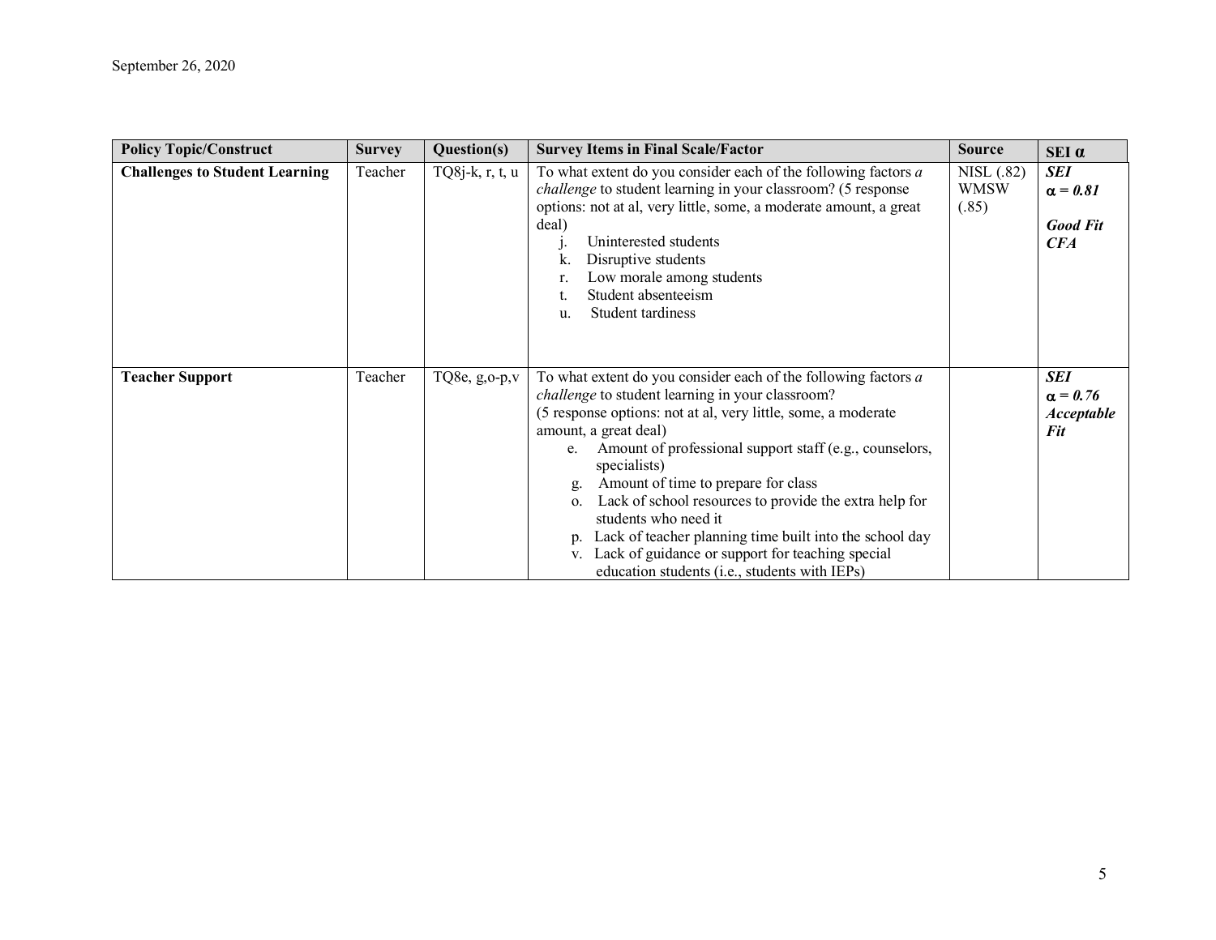| Policy Topic/Construct | Survey | Question(s) | Survey Items in Final Scale/Factor | Source | SEI α |
|---|---|---|---|---|---|
| **Challenges to Student Learning** | Teacher | TQ8j-k, r, t, u | To what extent do you consider each of the following factors *a challenge* to student learning in your classroom? (5 response options: not at al, very little, some, a moderate amount, a great deal)<br>j. Uninterested students<br>k. Disruptive students<br>r. Low morale among students<br>t. Student absenteeism<br>u. Student tardiness | NISL (.82)<br>WMSW (.85) | ***SEI***<br>***α = 0.81***<br><br>***Good Fit CFA*** |
| **Teacher Support** | Teacher | TQ8e, g,o-p,v | To what extent do you consider each of the following factors *a challenge* to student learning in your classroom?<br>(5 response options: not at al, very little, some, a moderate amount, a great deal)<br>e. Amount of professional support staff (e.g., counselors, specialists)<br>g. Amount of time to prepare for class<br>o. Lack of school resources to provide the extra help for students who need it<br>p. Lack of teacher planning time built into the school day<br>v. Lack of guidance or support for teaching special education students (i.e., students with IEPs) | | ***SEI***<br>***α = 0.76***<br>***Acceptable Fit*** |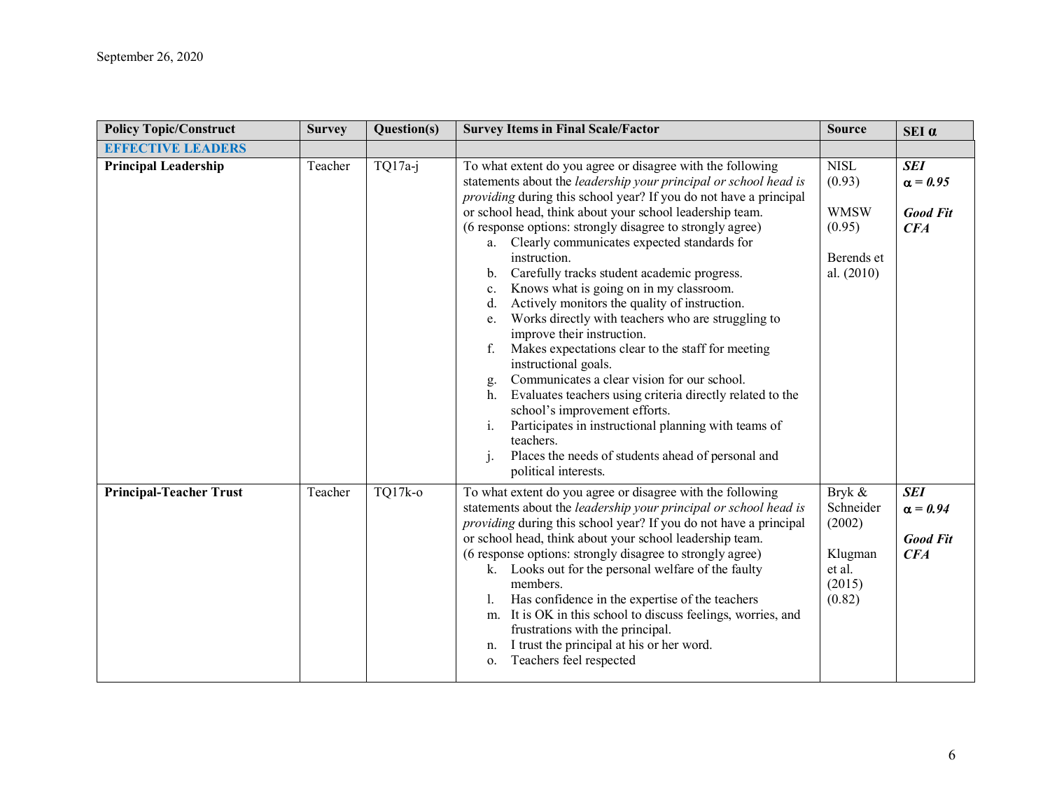September 26, 2020

| Policy Topic/Construct | Survey | Question(s) | Survey Items in Final Scale/Factor | Source | SEI α |
|---|---|---|---|---|---|
| **EFFECTIVE LEADERS** | | | | | |
| **Principal Leadership** | Teacher | TQ17a-j | To what extent do you agree or disagree with the following statements about the *leadership your principal or school head is providing* during this school year? If you do not have a principal or school head, think about your school leadership team. (6 response options: strongly disagree to strongly agree)<br>a. Clearly communicates expected standards for instruction.<br>b. Carefully tracks student academic progress.<br>c. Knows what is going on in my classroom.<br>d. Actively monitors the quality of instruction.<br>e. Works directly with teachers who are struggling to improve their instruction.<br>f. Makes expectations clear to the staff for meeting instructional goals.<br>g. Communicates a clear vision for our school.<br>h. Evaluates teachers using criteria directly related to the school's improvement efforts.<br>i. Participates in instructional planning with teams of teachers.<br>j. Places the needs of students ahead of personal and political interests. | NISL (0.93)<br><br>WMSW (0.95)<br><br>Berends et al. (2010) | ***SEI* α = *0.95***<br><br>***Good Fit CFA*** |
| **Principal-Teacher Trust** | Teacher | TQ17k-o | To what extent do you agree or disagree with the following statements about the *leadership your principal or school head is providing* during this school year? If you do not have a principal or school head, think about your school leadership team. (6 response options: strongly disagree to strongly agree)<br>k. Looks out for the personal welfare of the faulty members.<br>l. Has confidence in the expertise of the teachers<br>m. It is OK in this school to discuss feelings, worries, and frustrations with the principal.<br>n. I trust the principal at his or her word.<br>o. Teachers feel respected | Bryk & Schneider (2002)<br><br>Klugman et al. (2015) (0.82) | ***SEI* α = *0.94***<br><br>***Good Fit CFA*** |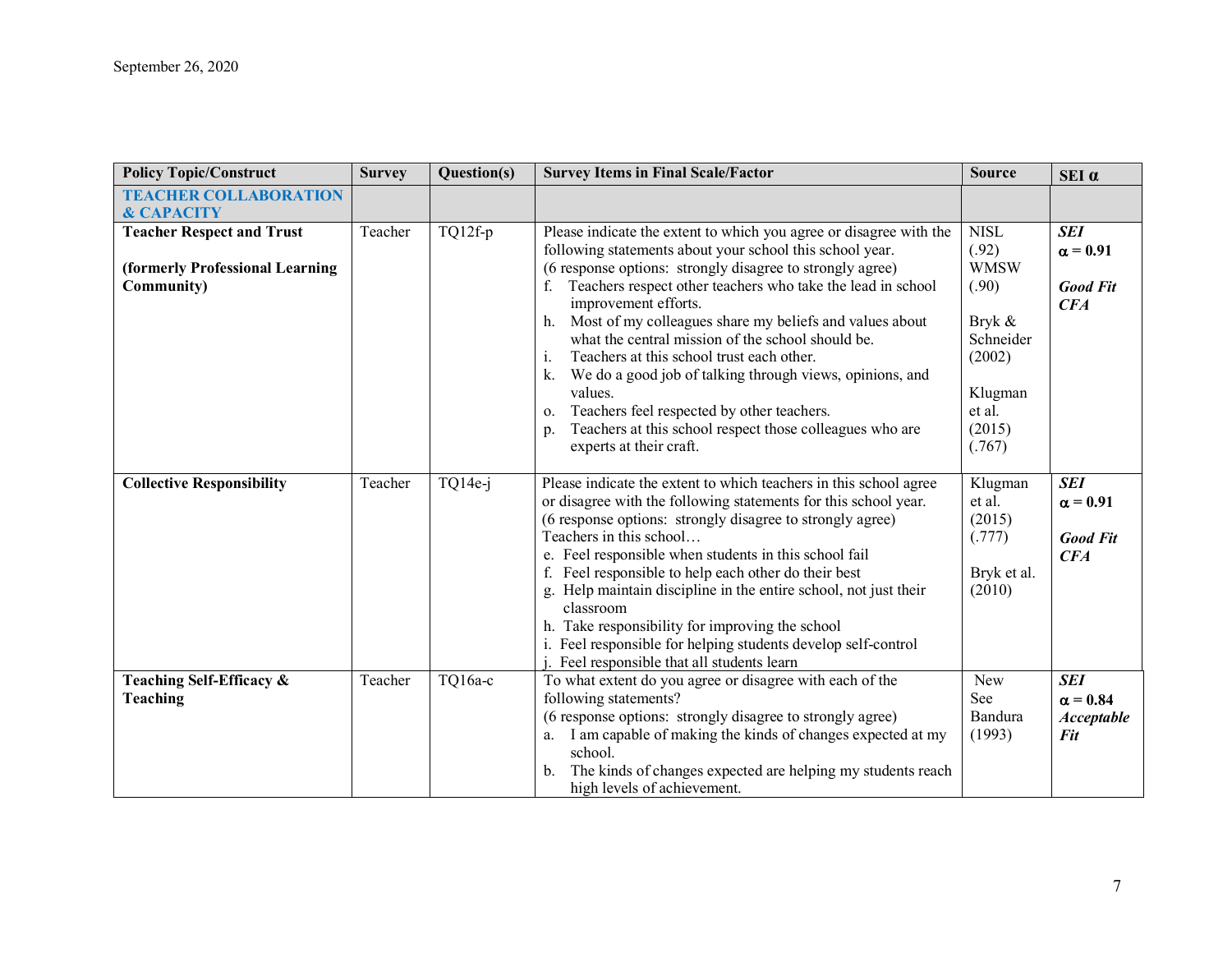| Policy Topic/Construct | Survey | Question(s) | Survey Items in Final Scale/Factor | Source | SEI α |
|---|---|---|---|---|---|
| **TEACHER COLLABORATION & CAPACITY** | | | | | |
| **Teacher Respect and Trust**<br><br>**(formerly Professional Learning Community)** | Teacher | TQ12f-p | Please indicate the extent to which you agree or disagree with the following statements about your school this school year.<br>(6 response options: strongly disagree to strongly agree)<br>f. Teachers respect other teachers who take the lead in school improvement efforts.<br>h. Most of my colleagues share my beliefs and values about what the central mission of the school should be.<br>i. Teachers at this school trust each other.<br>k. We do a good job of talking through views, opinions, and values.<br>o. Teachers feel respected by other teachers.<br>p. Teachers at this school respect those colleagues who are experts at their craft. | NISL (.92)<br>WMSW (.90)<br><br>Bryk & Schneider (2002)<br><br>Klugman et al. (2015) (.767) | ***SEI***<br>**α = 0.91**<br><br>***Good Fit CFA*** |
| **Collective Responsibility** | Teacher | TQ14e-j | Please indicate the extent to which teachers in this school agree or disagree with the following statements for this school year.<br>(6 response options: strongly disagree to strongly agree)<br>Teachers in this school…<br>e. Feel responsible when students in this school fail<br>f. Feel responsible to help each other do their best<br>g. Help maintain discipline in the entire school, not just their classroom<br>h. Take responsibility for improving the school<br>i. Feel responsible for helping students develop self-control<br>j. Feel responsible that all students learn | Klugman et al. (2015) (.777)<br><br>Bryk et al. (2010) | ***SEI***<br>**α = 0.91**<br><br>***Good Fit CFA*** |
| **Teaching Self-Efficacy & Teaching** | Teacher | TQ16a-c | To what extent do you agree or disagree with each of the following statements?<br>(6 response options: strongly disagree to strongly agree)<br>a. I am capable of making the kinds of changes expected at my school.<br>b. The kinds of changes expected are helping my students reach high levels of achievement. | New<br>See Bandura (1993) | ***SEI***<br>**α = 0.84**<br>***Acceptable Fit*** |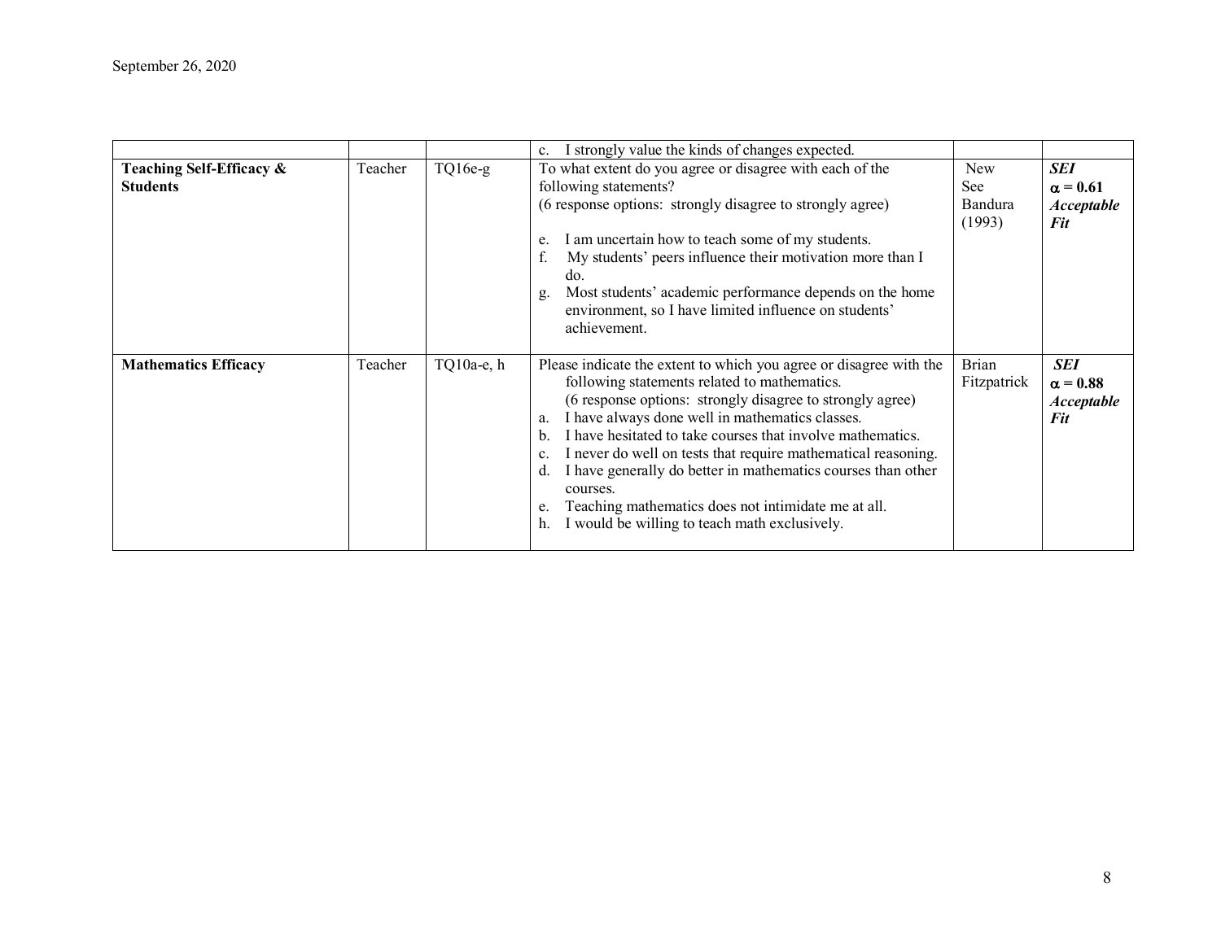| | | | | | |
|---|---|---|---|---|---|
| | | | c. I strongly value the kinds of changes expected. | | |
| **Teaching Self-Efficacy & Students** | Teacher | TQ16e-g | To what extent do you agree or disagree with each of the following statements?<br>(6 response options: strongly disagree to strongly agree)<br><br>e. I am uncertain how to teach some of my students.<br>f. My students' peers influence their motivation more than I do.<br>g. Most students' academic performance depends on the home environment, so I have limited influence on students' achievement. | New<br>See Bandura (1993) | ***SEI***<br>**$\alpha$ = 0.61**<br>***Acceptable Fit*** |
| **Mathematics Efficacy** | Teacher | TQ10a-e, h | Please indicate the extent to which you agree or disagree with the following statements related to mathematics.<br>(6 response options: strongly disagree to strongly agree)<br>a. I have always done well in mathematics classes.<br>b. I have hesitated to take courses that involve mathematics.<br>c. I never do well on tests that require mathematical reasoning.<br>d. I have generally do better in mathematics courses than other courses.<br>e. Teaching mathematics does not intimidate me at all.<br>h. I would be willing to teach math exclusively. | Brian Fitzpatrick | ***SEI***<br>**$\alpha$ = 0.88**<br>***Acceptable Fit*** |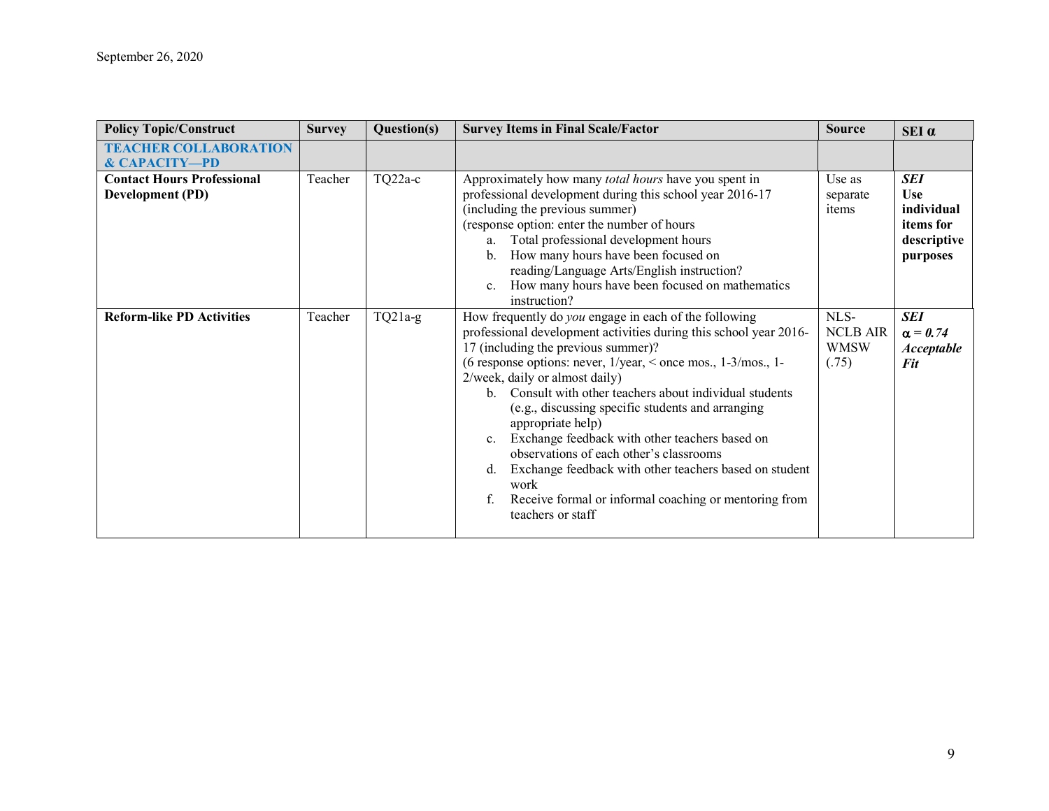| Policy Topic/Construct | Survey | Question(s) | Survey Items in Final Scale/Factor | Source | SEI α |
|---|---|---|---|---|---|
| **TEACHER COLLABORATION & CAPACITY—PD** | | | | | |
| **Contact Hours Professional Development (PD)** | Teacher | TQ22a-c | Approximately how many *total hours* have you spent in professional development during this school year 2016-17 (including the previous summer)<br>(response option: enter the number of hours<br>a. Total professional development hours<br>b. How many hours have been focused on reading/Language Arts/English instruction?<br>c. How many hours have been focused on mathematics instruction? | Use as separate items | ***SEI*** **Use individual items for descriptive purposes** |
| **Reform-like PD Activities** | Teacher | TQ21a-g | How frequently do *you* engage in each of the following professional development activities during this school year 2016-17 (including the previous summer)?<br>(6 response options: never, 1/year, < once mos., 1-3/mos., 1-2/week, daily or almost daily)<br>b. Consult with other teachers about individual students (e.g., discussing specific students and arranging appropriate help)<br>c. Exchange feedback with other teachers based on observations of each other's classrooms<br>d. Exchange feedback with other teachers based on student work<br>f. Receive formal or informal coaching or mentoring from teachers or staff | NLS-NCLB AIR WMSW (.75) | ***SEI*** ***α = 0.74*** ***Acceptable Fit*** |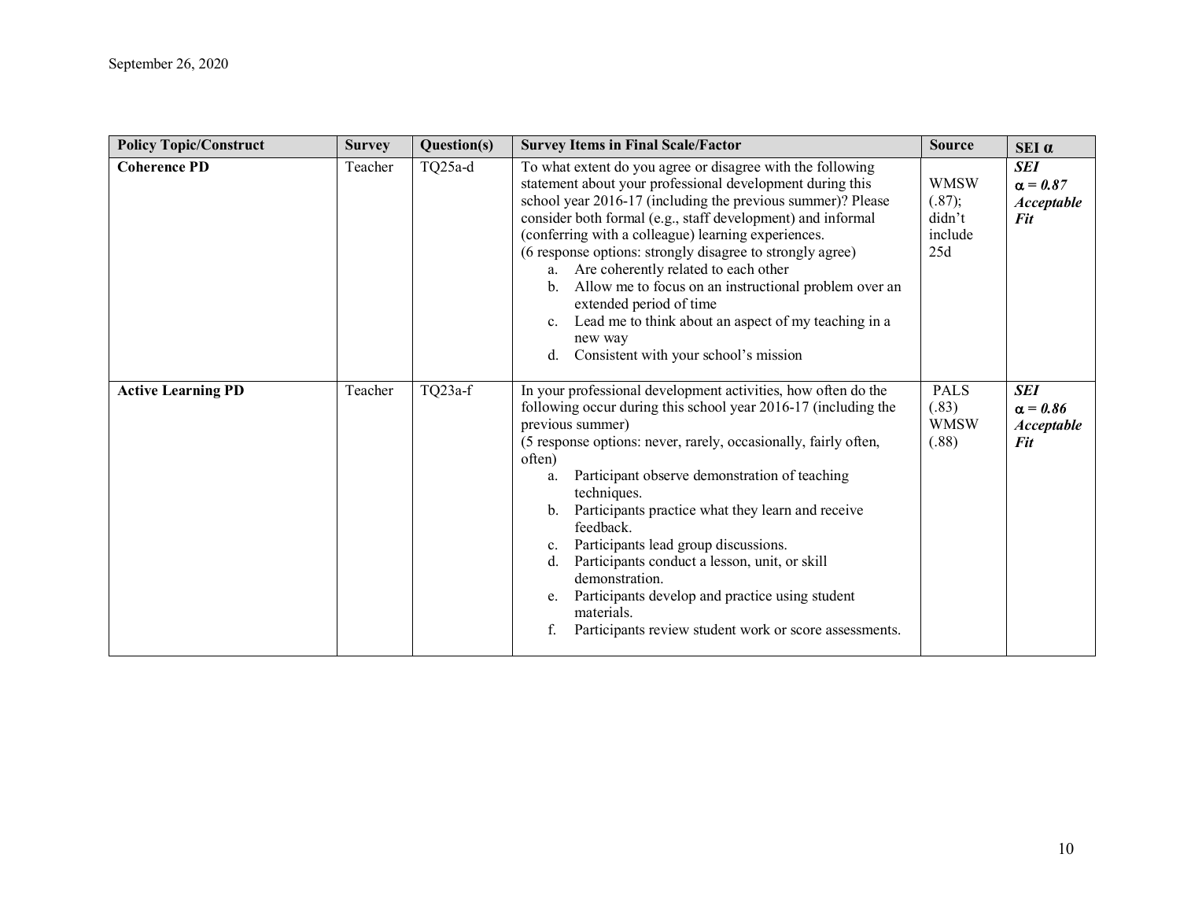| Policy Topic/Construct | Survey | Question(s) | Survey Items in Final Scale/Factor | Source | SEI α |
|---|---|---|---|---|---|
| **Coherence PD** | Teacher | TQ25a-d | To what extent do you agree or disagree with the following statement about your professional development during this school year 2016-17 (including the previous summer)? Please consider both formal (e.g., staff development) and informal (conferring with a colleague) learning experiences.<br>(6 response options: strongly disagree to strongly agree)<br>a. Are coherently related to each other<br>b. Allow me to focus on an instructional problem over an extended period of time<br>c. Lead me to think about an aspect of my teaching in a new way<br>d. Consistent with your school's mission | WMSW (.87); didn't include 25d | ***SEI α = 0.87 Acceptable Fit*** |
| **Active Learning PD** | Teacher | TQ23a-f | In your professional development activities, how often do the following occur during this school year 2016-17 (including the previous summer)<br>(5 response options: never, rarely, occasionally, fairly often, often)<br>a. Participant observe demonstration of teaching techniques.<br>b. Participants practice what they learn and receive feedback.<br>c. Participants lead group discussions.<br>d. Participants conduct a lesson, unit, or skill demonstration.<br>e. Participants develop and practice using student materials.<br>f. Participants review student work or score assessments. | PALS (.83) WMSW (.88) | ***SEI α = 0.86 Acceptable Fit*** |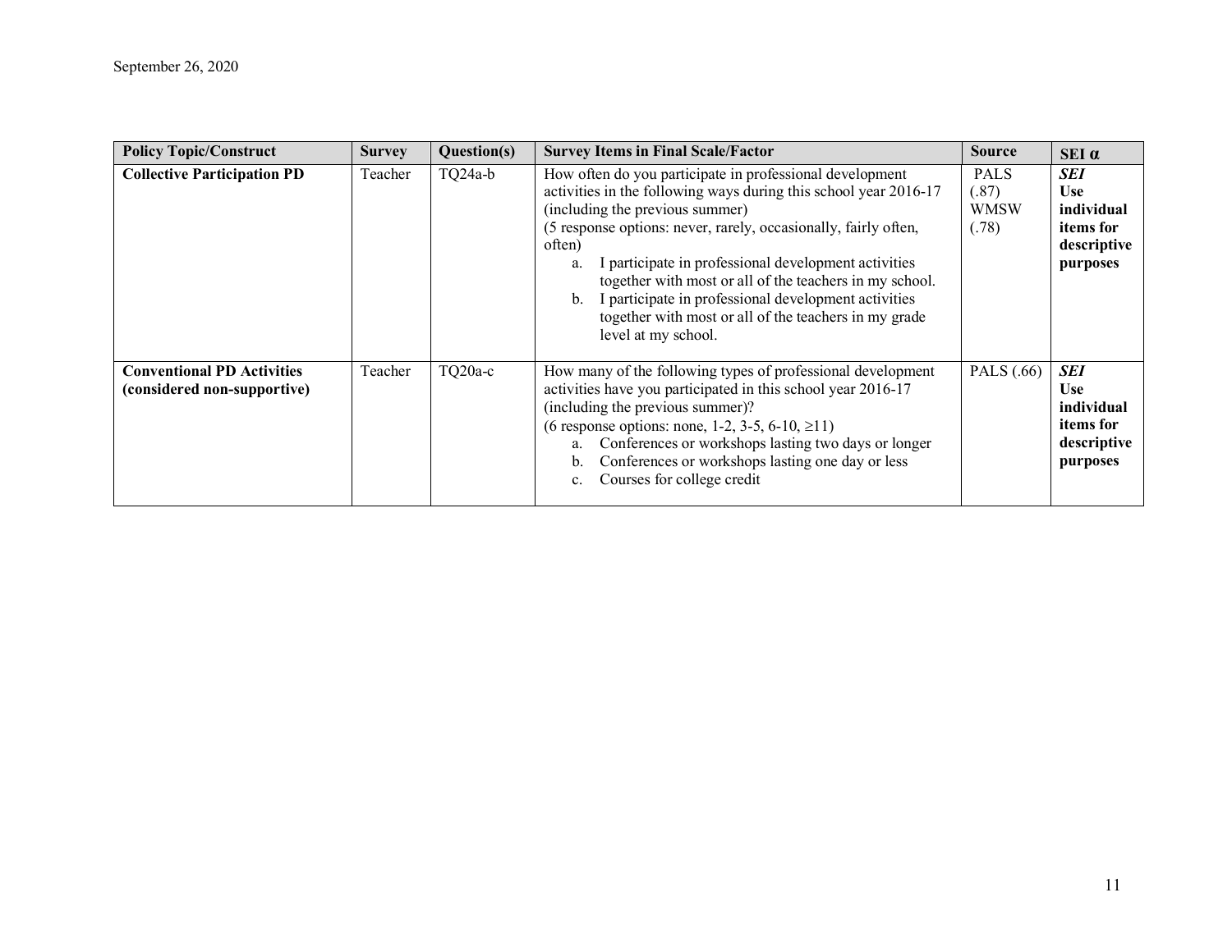| Policy Topic/Construct | Survey | Question(s) | Survey Items in Final Scale/Factor | Source | SEI α |
|---|---|---|---|---|---|
| **Collective Participation PD** | Teacher | TQ24a-b | How often do you participate in professional development activities in the following ways during this school year 2016-17 (including the previous summer)<br>(5 response options: never, rarely, occasionally, fairly often, often)<br>a. I participate in professional development activities together with most or all of the teachers in my school.<br>b. I participate in professional development activities together with most or all of the teachers in my grade level at my school. | PALS (.87)<br>WMSW (.78) | ***SEI***<br>**Use individual items for descriptive purposes** |
| **Conventional PD Activities (considered non-supportive)** | Teacher | TQ20a-c | How many of the following types of professional development activities have you participated in this school year 2016-17 (including the previous summer)?<br>(6 response options: none, 1-2, 3-5, 6-10, ≥11)<br>a. Conferences or workshops lasting two days or longer<br>b. Conferences or workshops lasting one day or less<br>c. Courses for college credit | PALS (.66) | ***SEI***<br>**Use individual items for descriptive purposes** |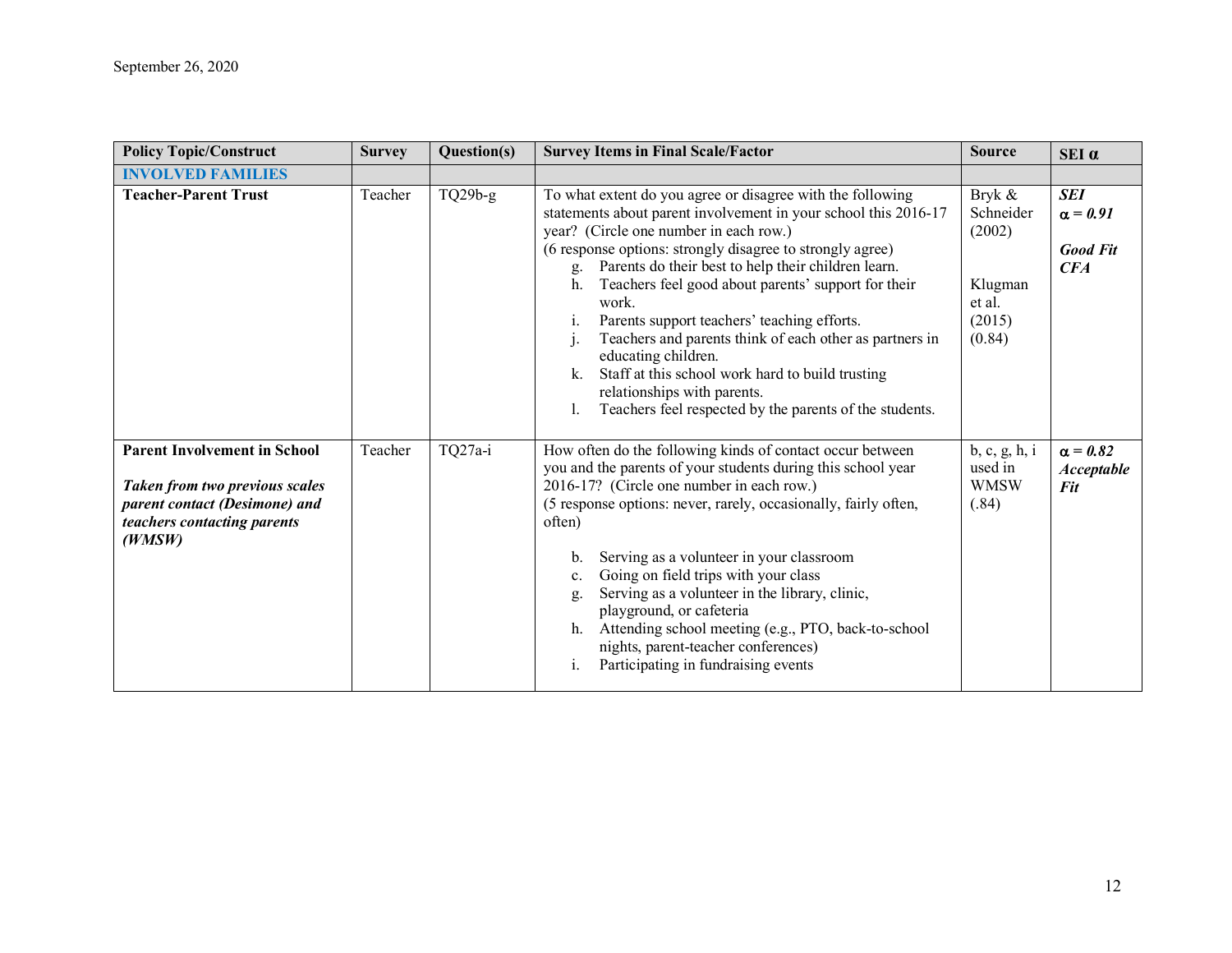September 26, 2020

| Policy Topic/Construct | Survey | Question(s) | Survey Items in Final Scale/Factor | Source | SEI α |
|---|---|---|---|---|---|
| **INVOLVED FAMILIES** | | | | | |
| **Teacher-Parent Trust** | Teacher | TQ29b-g | To what extent do you agree or disagree with the following statements about parent involvement in your school this 2016-17 year? (Circle one number in each row.)<br>(6 response options: strongly disagree to strongly agree)<br>g. Parents do their best to help their children learn.<br>h. Teachers feel good about parents' support for their work.<br>i. Parents support teachers' teaching efforts.<br>j. Teachers and parents think of each other as partners in educating children.<br>k. Staff at this school work hard to build trusting relationships with parents.<br>l. Teachers feel respected by the parents of the students. | Bryk & Schneider (2002)<br><br>Klugman et al. (2015) (0.84) | ***SEI α = 0.91***<br><br>***Good Fit CFA*** |
| **Parent Involvement in School**<br><br>***Taken from two previous scales parent contact (Desimone) and teachers contacting parents (WMSW)*** | Teacher | TQ27a-i | How often do the following kinds of contact occur between you and the parents of your students during this school year 2016-17? (Circle one number in each row.)<br>(5 response options: never, rarely, occasionally, fairly often, often)<br><br>b. Serving as a volunteer in your classroom<br>c. Going on field trips with your class<br>g. Serving as a volunteer in the library, clinic, playground, or cafeteria<br>h. Attending school meeting (e.g., PTO, back-to-school nights, parent-teacher conferences)<br>i. Participating in fundraising events | b, c, g, h, i used in WMSW (.84) | ***α = 0.82 Acceptable Fit*** |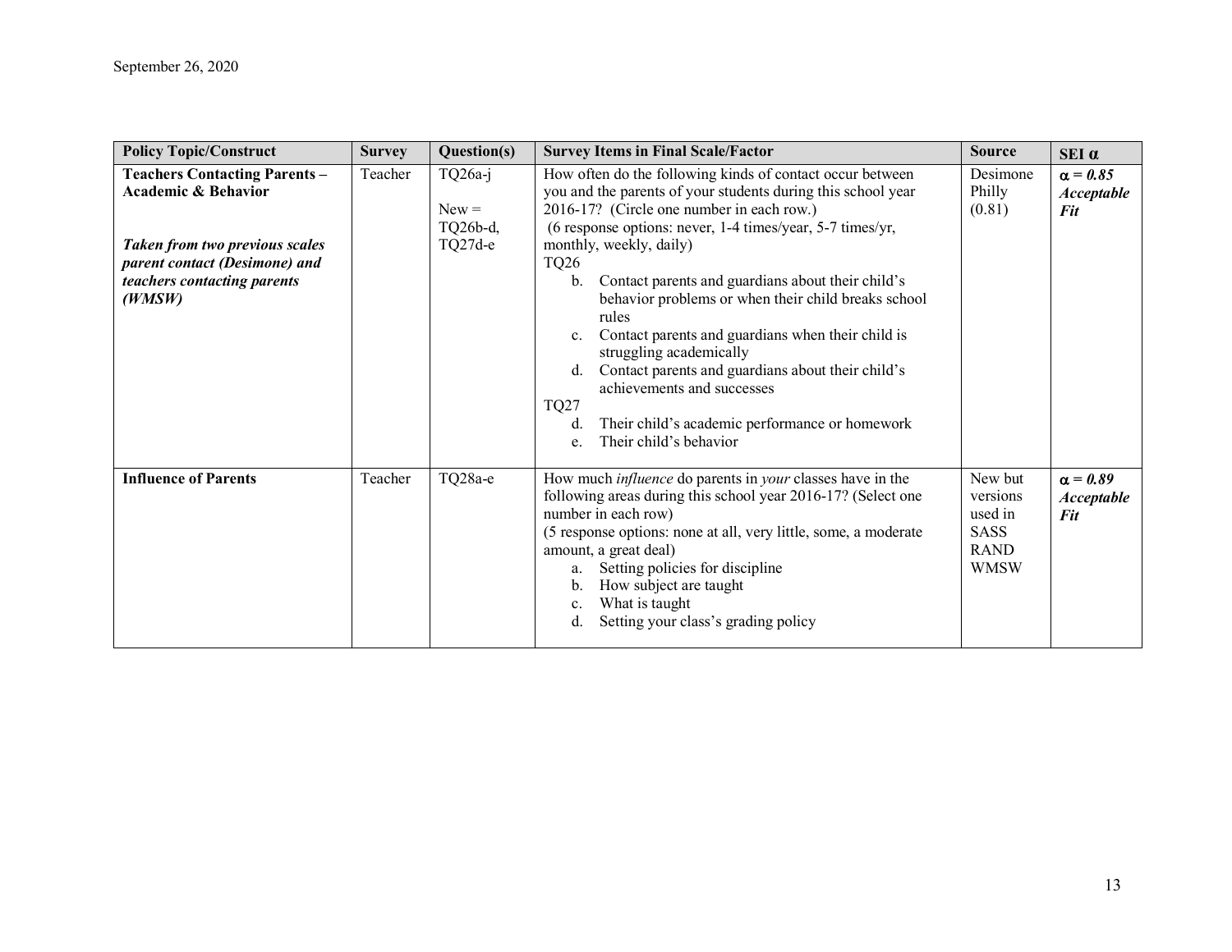| Policy Topic/Construct | Survey | Question(s) | Survey Items in Final Scale/Factor | Source | SEI α |
|---|---|---|---|---|---|
| **Teachers Contacting Parents – Academic & Behavior**<br><br>***Taken from two previous scales parent contact (Desimone) and teachers contacting parents (WMSW)*** | Teacher | TQ26a-j<br><br>New = TQ26b-d, TQ27d-e | How often do the following kinds of contact occur between you and the parents of your students during this school year 2016-17? (Circle one number in each row.)<br>(6 response options: never, 1-4 times/year, 5-7 times/yr, monthly, weekly, daily)<br>TQ26<br>b. Contact parents and guardians about their child's behavior problems or when their child breaks school rules<br>c. Contact parents and guardians when their child is struggling academically<br>d. Contact parents and guardians about their child's achievements and successes<br>TQ27<br>d. Their child's academic performance or homework<br>e. Their child's behavior | Desimone Philly (0.81) | ***α = 0.85 Acceptable Fit*** |
| **Influence of Parents** | Teacher | TQ28a-e | How much *influence* do parents in *your* classes have in the following areas during this school year 2016-17? (Select one number in each row)<br>(5 response options: none at all, very little, some, a moderate amount, a great deal)<br>a. Setting policies for discipline<br>b. How subject are taught<br>c. What is taught<br>d. Setting your class's grading policy | New but versions used in SASS RAND WMSW | ***α = 0.89 Acceptable Fit*** |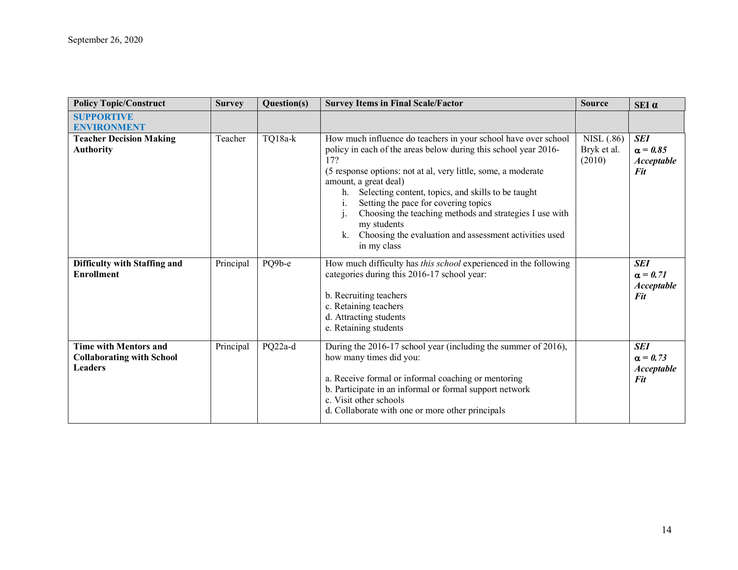| Policy Topic/Construct | Survey | Question(s) | Survey Items in Final Scale/Factor | Source | SEI α |
|---|---|---|---|---|---|
| **SUPPORTIVE ENVIRONMENT** | | | | | |
| **Teacher Decision Making Authority** | Teacher | TQ18a-k | How much influence do teachers in your school have over school policy in each of the areas below during this school year 2016-17?<br>(5 response options: not at al, very little, some, a moderate amount, a great deal)<br>h. Selecting content, topics, and skills to be taught<br>i. Setting the pace for covering topics<br>j. Choosing the teaching methods and strategies I use with my students<br>k. Choosing the evaluation and assessment activities used in my class | NISL (.86) Bryk et al. (2010) | ***SEI α = 0.85 Acceptable Fit*** |
| **Difficulty with Staffing and Enrollment** | Principal | PQ9b-e | How much difficulty has *this school* experienced in the following categories during this 2016-17 school year:<br><br>b. Recruiting teachers<br>c. Retaining teachers<br>d. Attracting students<br>e. Retaining students | | ***SEI α = 0.71 Acceptable Fit*** |
| **Time with Mentors and Collaborating with School Leaders** | Principal | PQ22a-d | During the 2016-17 school year (including the summer of 2016), how many times did you:<br><br>a. Receive formal or informal coaching or mentoring<br>b. Participate in an informal or formal support network<br>c. Visit other schools<br>d. Collaborate with one or more other principals | | ***SEI α = 0.73 Acceptable Fit*** |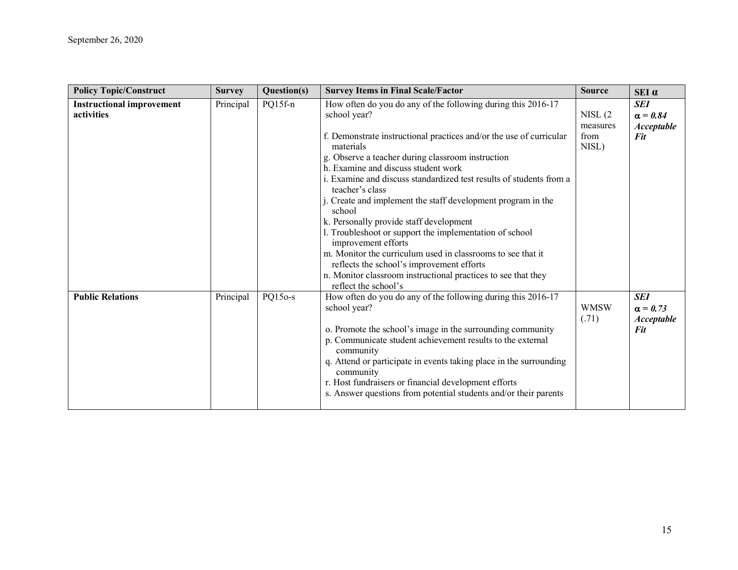| Policy Topic/Construct | Survey | Question(s) | Survey Items in Final Scale/Factor | Source | SEI α |
|---|---|---|---|---|---|
| **Instructional improvement activities** | Principal | PQ15f-n | How often do you do any of the following during this 2016-17 school year?<br><br>f. Demonstrate instructional practices and/or the use of curricular materials<br>g. Observe a teacher during classroom instruction<br>h. Examine and discuss student work<br>i. Examine and discuss standardized test results of students from a teacher's class<br>j. Create and implement the staff development program in the school<br>k. Personally provide staff development<br>l. Troubleshoot or support the implementation of school improvement efforts<br>m. Monitor the curriculum used in classrooms to see that it reflects the school's improvement efforts<br>n. Monitor classroom instructional practices to see that they reflect the school's | NISL (2 measures from NISL) | ***SEI*** ***α = 0.84*** ***Acceptable Fit*** |
| **Public Relations** | Principal | PQ15o-s | How often do you do any of the following during this 2016-17 school year?<br><br>o. Promote the school's image in the surrounding community<br>p. Communicate student achievement results to the external community<br>q. Attend or participate in events taking place in the surrounding community<br>r. Host fundraisers or financial development efforts<br>s. Answer questions from potential students and/or their parents | WMSW (.71) | ***SEI*** ***α = 0.73*** ***Acceptable Fit*** |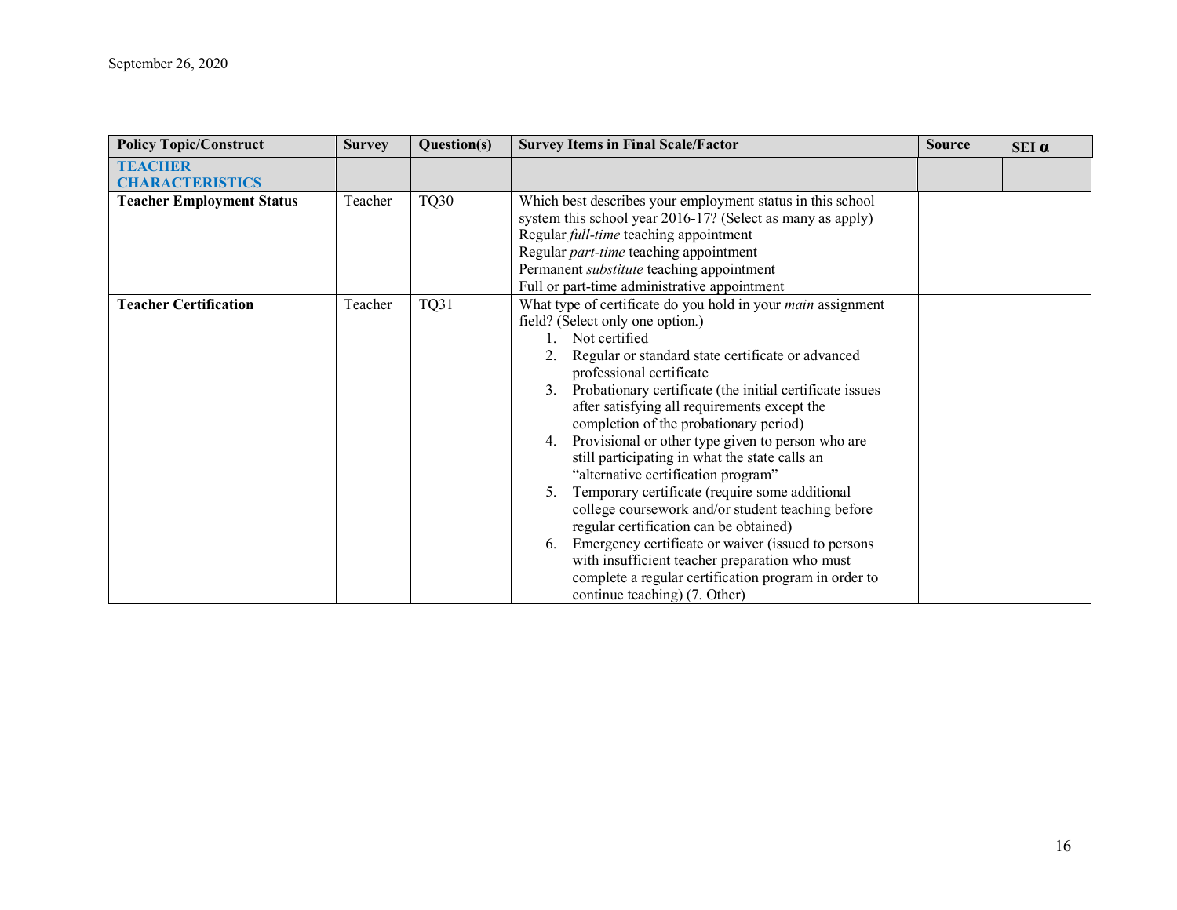| Policy Topic/Construct | Survey | Question(s) | Survey Items in Final Scale/Factor | Source | SEI α |
|---|---|---|---|---|---|
| **TEACHER CHARACTERISTICS** | | | | | |
| **Teacher Employment Status** | Teacher | TQ30 | Which best describes your employment status in this school system this school year 2016-17? (Select as many as apply)<br>Regular *full-time* teaching appointment<br>Regular *part-time* teaching appointment<br>Permanent *substitute* teaching appointment<br>Full or part-time administrative appointment | | |
| **Teacher Certification** | Teacher | TQ31 | What type of certificate do you hold in your *main* assignment field? (Select only one option.)<br>1. Not certified<br>2. Regular or standard state certificate or advanced professional certificate<br>3. Probationary certificate (the initial certificate issues after satisfying all requirements except the completion of the probationary period)<br>4. Provisional or other type given to person who are still participating in what the state calls an "alternative certification program"<br>5. Temporary certificate (require some additional college coursework and/or student teaching before regular certification can be obtained)<br>6. Emergency certificate or waiver (issued to persons with insufficient teacher preparation who must complete a regular certification program in order to continue teaching) (7. Other) | | |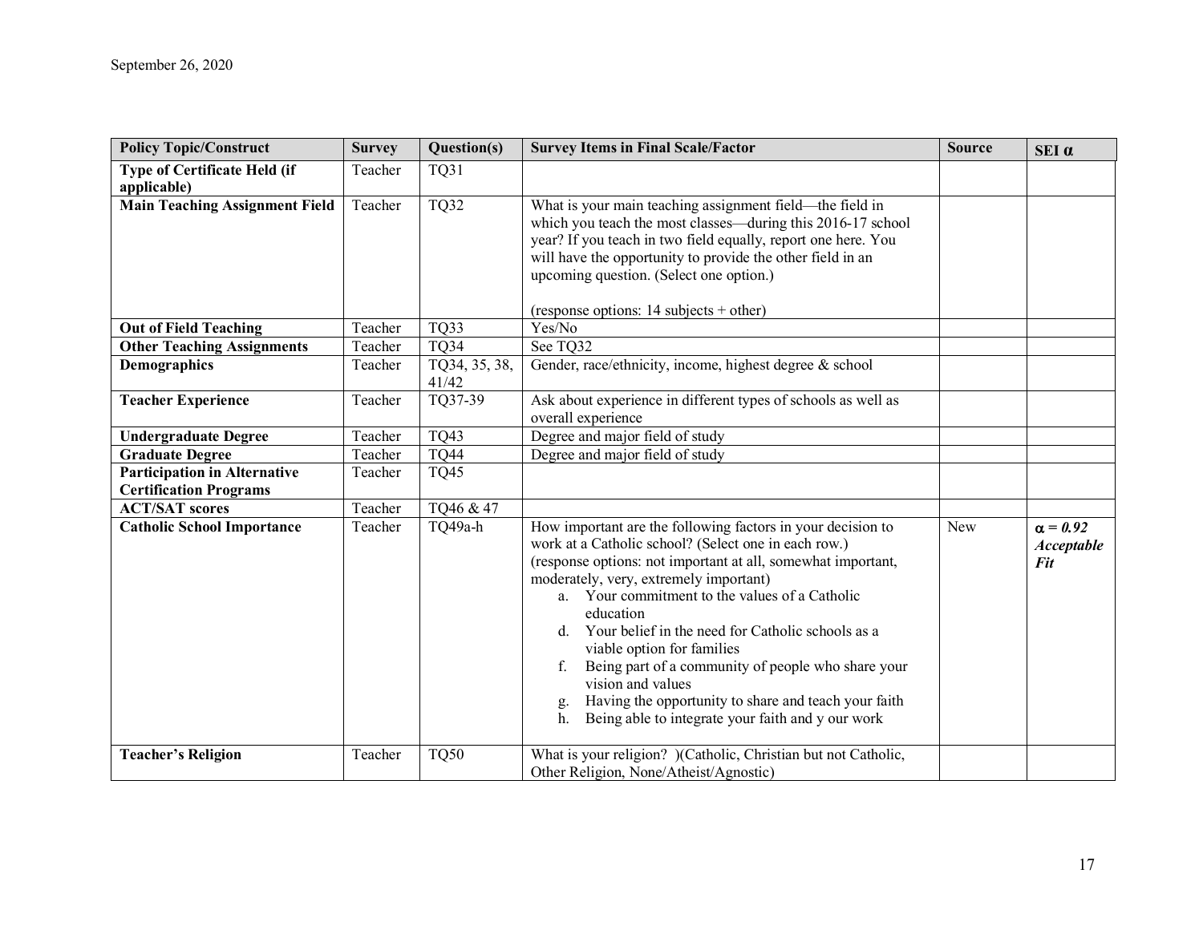| Policy Topic/Construct | Survey | Question(s) | Survey Items in Final Scale/Factor | Source | SEI α |
|---|---|---|---|---|---|
| **Type of Certificate Held (if applicable)** | Teacher | TQ31 | | | |
| **Main Teaching Assignment Field** | Teacher | TQ32 | What is your main teaching assignment field—the field in which you teach the most classes—during this 2016-17 school year? If you teach in two field equally, report one here. You will have the opportunity to provide the other field in an upcoming question. (Select one option.)<br><br>(response options: 14 subjects + other) | | |
| **Out of Field Teaching** | Teacher | TQ33 | Yes/No | | |
| **Other Teaching Assignments** | Teacher | TQ34 | See TQ32 | | |
| **Demographics** | Teacher | TQ34, 35, 38, 41/42 | Gender, race/ethnicity, income, highest degree & school | | |
| **Teacher Experience** | Teacher | TQ37-39 | Ask about experience in different types of schools as well as overall experience | | |
| **Undergraduate Degree** | Teacher | TQ43 | Degree and major field of study | | |
| **Graduate Degree** | Teacher | TQ44 | Degree and major field of study | | |
| **Participation in Alternative Certification Programs** | Teacher | TQ45 | | | |
| **ACT/SAT scores** | Teacher | TQ46 & 47 | | | |
| **Catholic School Importance** | Teacher | TQ49a-h | How important are the following factors in your decision to work at a Catholic school? (Select one in each row.) (response options: not important at all, somewhat important, moderately, very, extremely important)<br>a. Your commitment to the values of a Catholic education<br>d. Your belief in the need for Catholic schools as a viable option for families<br>f. Being part of a community of people who share your vision and values<br>g. Having the opportunity to share and teach your faith<br>h. Being able to integrate your faith and y our work | New | ***α = 0.92 Acceptable Fit*** |
| **Teacher's Religion** | Teacher | TQ50 | What is your religion? )(Catholic, Christian but not Catholic, Other Religion, None/Atheist/Agnostic) | | |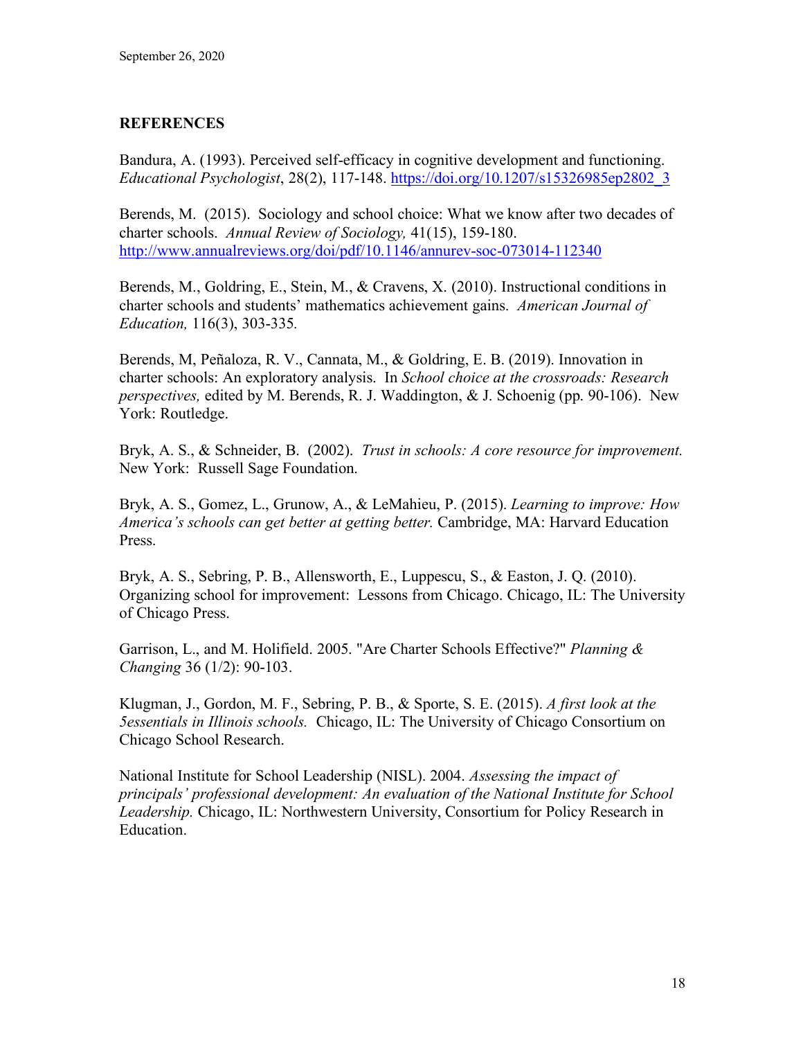## REFERENCES

Bandura, A. (1993). Perceived self-efficacy in cognitive development and functioning. *Educational Psychologist*, 28(2), 117-148. https://doi.org/10.1207/s15326985ep2802_3

Berends, M. (2015). Sociology and school choice: What we know after two decades of charter schools. *Annual Review of Sociology,* 41(15), 159-180. http://www.annualreviews.org/doi/pdf/10.1146/annurev-soc-073014-112340

Berends, M., Goldring, E., Stein, M., & Cravens, X. (2010). Instructional conditions in charter schools and students' mathematics achievement gains. *American Journal of Education,* 116(3), 303-335.

Berends, M, Peñaloza, R. V., Cannata, M., & Goldring, E. B. (2019). Innovation in charter schools: An exploratory analysis. In *School choice at the crossroads: Research perspectives,* edited by M. Berends, R. J. Waddington, & J. Schoenig (pp. 90-106). New York: Routledge.

Bryk, A. S., & Schneider, B. (2002). *Trust in schools: A core resource for improvement.* New York: Russell Sage Foundation.

Bryk, A. S., Gomez, L., Grunow, A., & LeMahieu, P. (2015). *Learning to improve: How America's schools can get better at getting better.* Cambridge, MA: Harvard Education Press.

Bryk, A. S., Sebring, P. B., Allensworth, E., Luppescu, S., & Easton, J. Q. (2010). Organizing school for improvement: Lessons from Chicago. Chicago, IL: The University of Chicago Press.

Garrison, L., and M. Holifield. 2005. "Are Charter Schools Effective?" *Planning & Changing* 36 (1/2): 90-103.

Klugman, J., Gordon, M. F., Sebring, P. B., & Sporte, S. E. (2015). *A first look at the 5essentials in Illinois schools.* Chicago, IL: The University of Chicago Consortium on Chicago School Research.

National Institute for School Leadership (NISL). 2004. *Assessing the impact of principals' professional development: An evaluation of the National Institute for School Leadership.* Chicago, IL: Northwestern University, Consortium for Policy Research in Education.